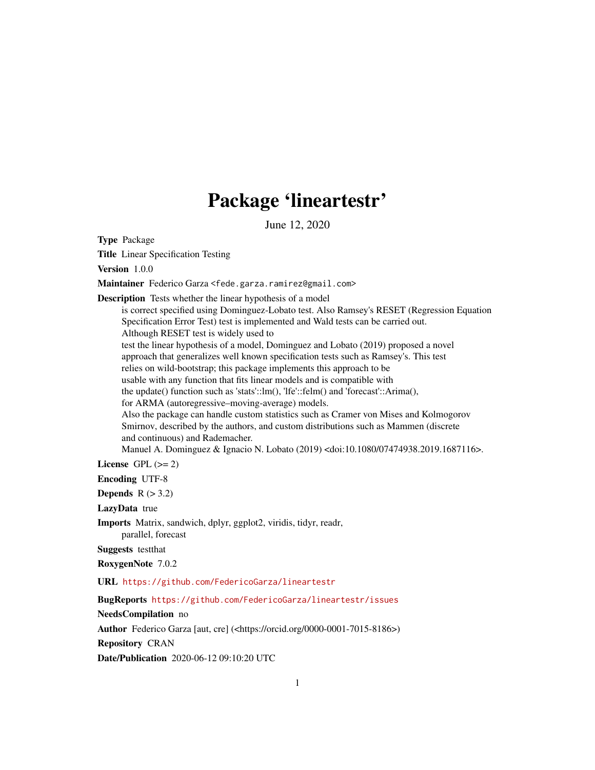# Package 'lineartestr'

June 12, 2020

**Type** Package

**Title** Linear Specification Testing

**Version** 1.0.0

**Maintainer** Federico Garza <fede.garza.ramirez@gmail.com>

**Description** Tests whether the linear hypothesis of a model is correct specified using Dominguez-Lobato test. Also Ramsey's RESET (Regression Equation Specification Error Test) test is implemented and Wald tests can be carried out. Although RESET test is widely used to test the linear hypothesis of a model, Dominguez and Lobato (2019) proposed a novel approach that generalizes well known specification tests such as Ramsey's. This test relies on wild-bootstrap; this package implements this approach to be usable with any function that fits linear models and is compatible with the update() function such as 'stats'::lm(), 'lfe'::felm() and 'forecast'::Arima(), for ARMA (autoregressive–moving-average) models. Also the package can handle custom statistics such as Cramer von Mises and Kolmogorov Smirnov, described by the authors, and custom distributions such as Mammen (discrete and continuous) and Rademacher. Manuel A. Dominguez & Ignacio N. Lobato (2019) <doi:10.1080/07474938.2019.1687116>.

**License** GPL (>= 2)

**Encoding** UTF-8

**Depends** R (> 3.2)

**LazyData** true

**Imports** Matrix, sandwich, dplyr, ggplot2, viridis, tidyr, readr, parallel, forecast

**Suggests** testthat

**RoxygenNote** 7.0.2

**URL** https://github.com/FedericoGarza/lineartestr

**BugReports** https://github.com/FedericoGarza/lineartestr/issues

**NeedsCompilation** no

**Author** Federico Garza [aut, cre] (<https://orcid.org/0000-0001-7015-8186>)

**Repository** CRAN

**Date/Publication** 2020-06-12 09:10:20 UTC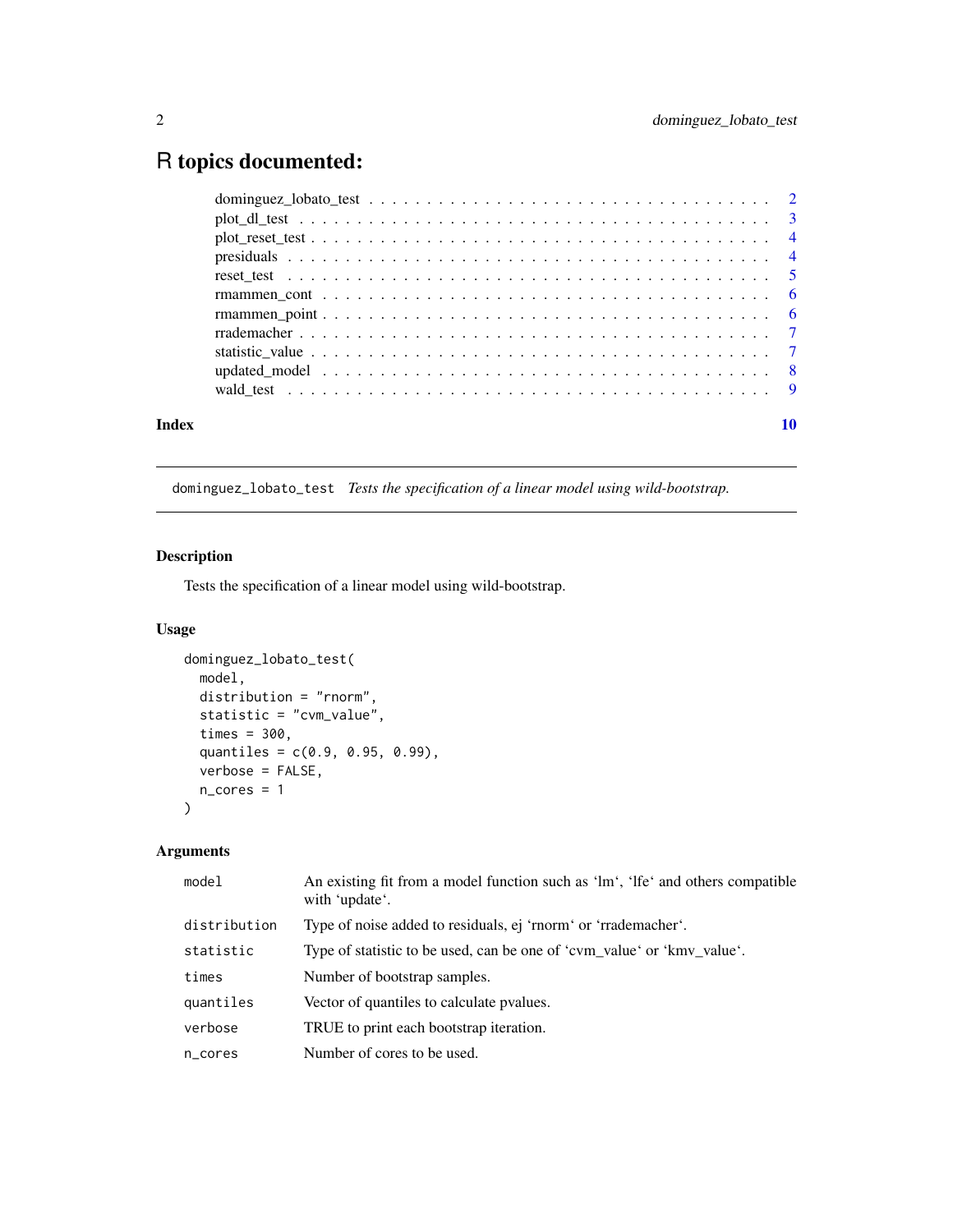# R topics documented:

| | |
|---|---|
| dominguez_lobato_test | 2 |
| plot_dl_test | 3 |
| plot_reset_test | 4 |
| presiduals | 4 |
| reset_test | 5 |
| rmammen_cont | 6 |
| rmammen_point | 6 |
| rrademacher | 7 |
| statistic_value | 7 |
| updated_model | 8 |
| wald_test | 9 |

**Index** **10**

---

`dominguez_lobato_test` *Tests the specification of a linear model using wild-bootstrap.*

---

## Description

Tests the specification of a linear model using wild-bootstrap.

## Usage

```
dominguez_lobato_test(
  model,
  distribution = "rnorm",
  statistic = "cvm_value",
  times = 300,
  quantiles = c(0.9, 0.95, 0.99),
  verbose = FALSE,
  n_cores = 1
)
```

## Arguments

| | |
|---|---|
| `model` | An existing fit from a model function such as 'lm', 'lfe' and others compatible with 'update'. |
| `distribution` | Type of noise added to residuals, ej 'rnorm' or 'rrademacher'. |
| `statistic` | Type of statistic to be used, can be one of 'cvm_value' or 'kmv_value'. |
| `times` | Number of bootstrap samples. |
| `quantiles` | Vector of quantiles to calculate pvalues. |
| `verbose` | TRUE to print each bootstrap iteration. |
| `n_cores` | Number of cores to be used. |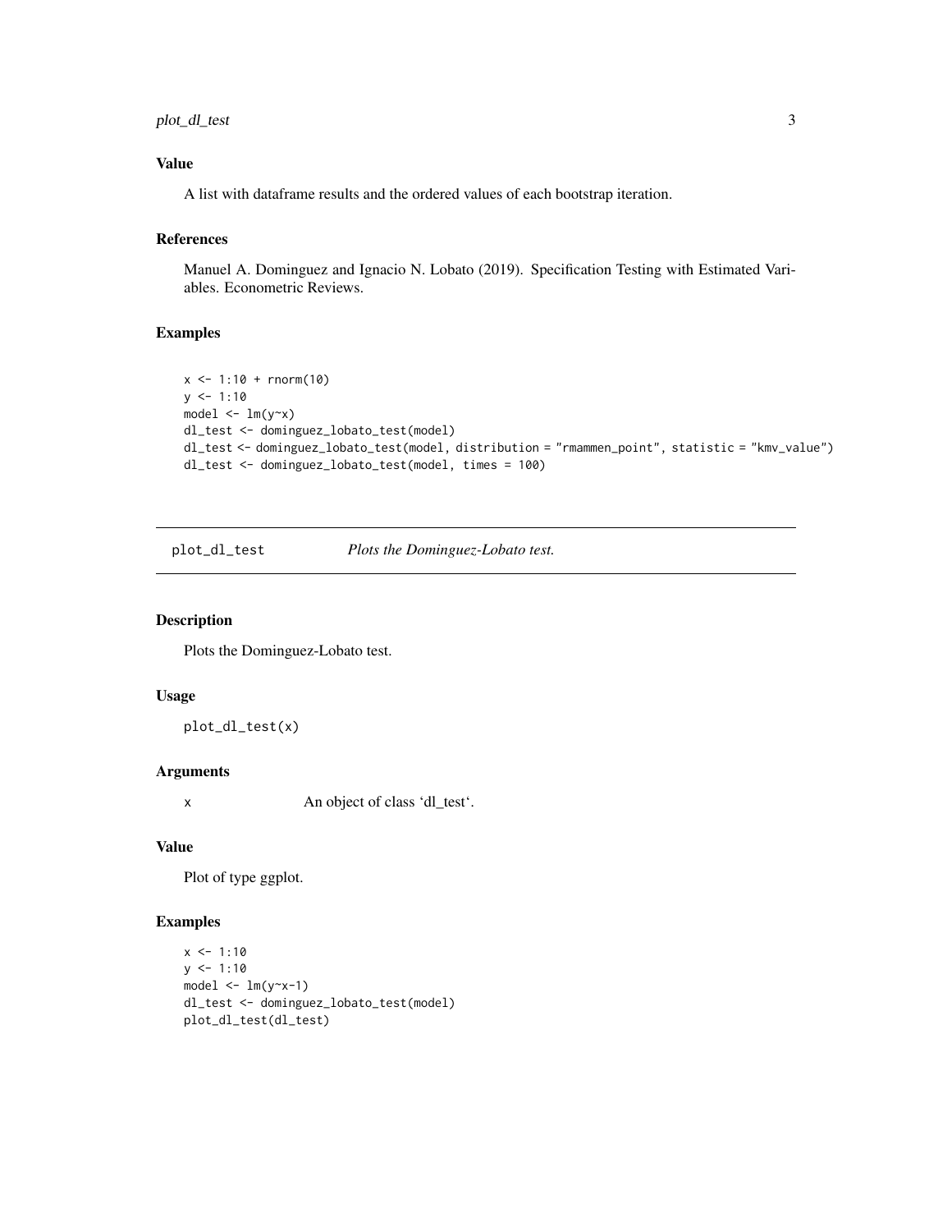## Value

A list with dataframe results and the ordered values of each bootstrap iteration.

## References

Manuel A. Dominguez and Ignacio N. Lobato (2019). Specification Testing with Estimated Variables. Econometric Reviews.

## Examples

```
x <- 1:10 + rnorm(10)
y <- 1:10
model <- lm(y~x)
dl_test <- dominguez_lobato_test(model)
dl_test <- dominguez_lobato_test(model, distribution = "rmammen_point", statistic = "kmv_value")
dl_test <- dominguez_lobato_test(model, times = 100)
```

---

# plot_dl_test — *Plots the Dominguez-Lobato test.*

## Description

Plots the Dominguez-Lobato test.

## Usage

```
plot_dl_test(x)
```

## Arguments

| | |
|---|---|
| x | An object of class 'dl_test'. |

## Value

Plot of type ggplot.

## Examples

```
x <- 1:10
y <- 1:10
model <- lm(y~x-1)
dl_test <- dominguez_lobato_test(model)
plot_dl_test(dl_test)
```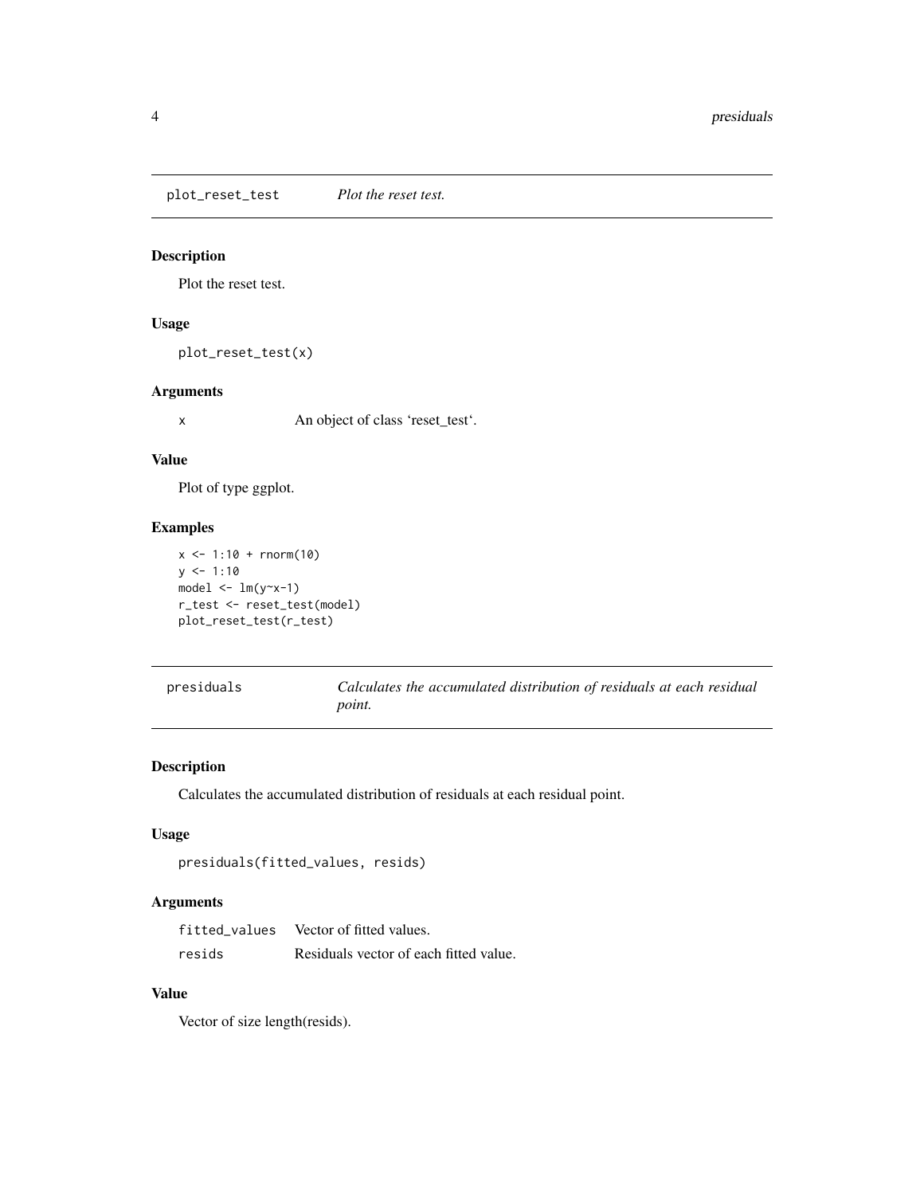## plot_reset_test    *Plot the reset test.*

### Description

Plot the reset test.

### Usage

```
plot_reset_test(x)
```

### Arguments

| | |
|---|---|
| x | An object of class 'reset_test'. |

### Value

Plot of type ggplot.

### Examples

```
x <- 1:10 + rnorm(10)
y <- 1:10
model <- lm(y~x-1)
r_test <- reset_test(model)
plot_reset_test(r_test)
```

## presiduals    *Calculates the accumulated distribution of residuals at each residual point.*

### Description

Calculates the accumulated distribution of residuals at each residual point.

### Usage

```
presiduals(fitted_values, resids)
```

### Arguments

| | |
|---|---|
| fitted_values | Vector of fitted values. |
| resids | Residuals vector of each fitted value. |

### Value

Vector of size length(resids).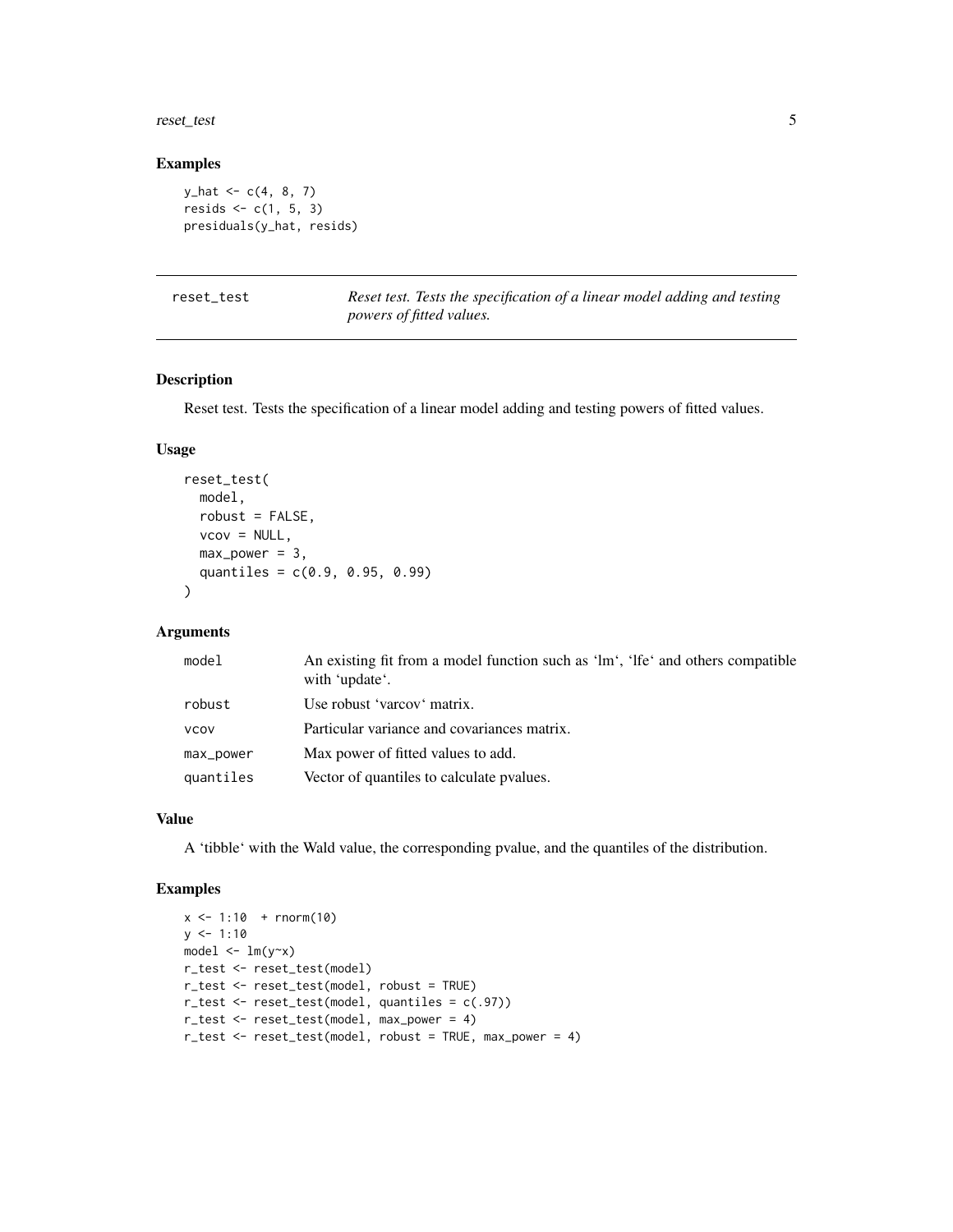### Examples

```
y_hat <- c(4, 8, 7)
resids <- c(1, 5, 3)
presiduals(y_hat, resids)
```

---

## reset_test — *Reset test. Tests the specification of a linear model adding and testing powers of fitted values.*

---

### Description

Reset test. Tests the specification of a linear model adding and testing powers of fitted values.

### Usage

```
reset_test(
  model,
  robust = FALSE,
  vcov = NULL,
  max_power = 3,
  quantiles = c(0.9, 0.95, 0.99)
)
```

### Arguments

| | |
|---|---|
| model | An existing fit from a model function such as 'lm', 'lfe' and others compatible with 'update'. |
| robust | Use robust 'varcov' matrix. |
| vcov | Particular variance and covariances matrix. |
| max_power | Max power of fitted values to add. |
| quantiles | Vector of quantiles to calculate pvalues. |

### Value

A 'tibble' with the Wald value, the corresponding pvalue, and the quantiles of the distribution.

### Examples

```
x <- 1:10  + rnorm(10)
y <- 1:10
model <- lm(y~x)
r_test <- reset_test(model)
r_test <- reset_test(model, robust = TRUE)
r_test <- reset_test(model, quantiles = c(.97))
r_test <- reset_test(model, max_power = 4)
r_test <- reset_test(model, robust = TRUE, max_power = 4)
```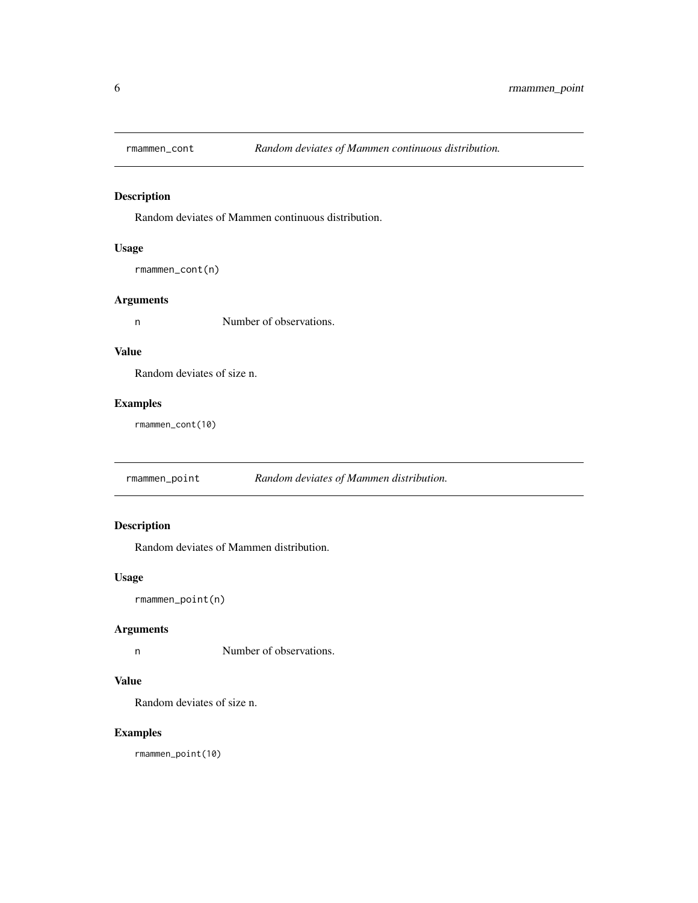## rmammen_cont — *Random deviates of Mammen continuous distribution.*

### Description

Random deviates of Mammen continuous distribution.

### Usage

```
rmammen_cont(n)
```

### Arguments

| | |
|---|---|
| `n` | Number of observations. |

### Value

Random deviates of size n.

### Examples

```
rmammen_cont(10)
```

## rmammen_point — *Random deviates of Mammen distribution.*

### Description

Random deviates of Mammen distribution.

### Usage

```
rmammen_point(n)
```

### Arguments

| | |
|---|---|
| `n` | Number of observations. |

### Value

Random deviates of size n.

### Examples

```
rmammen_point(10)
```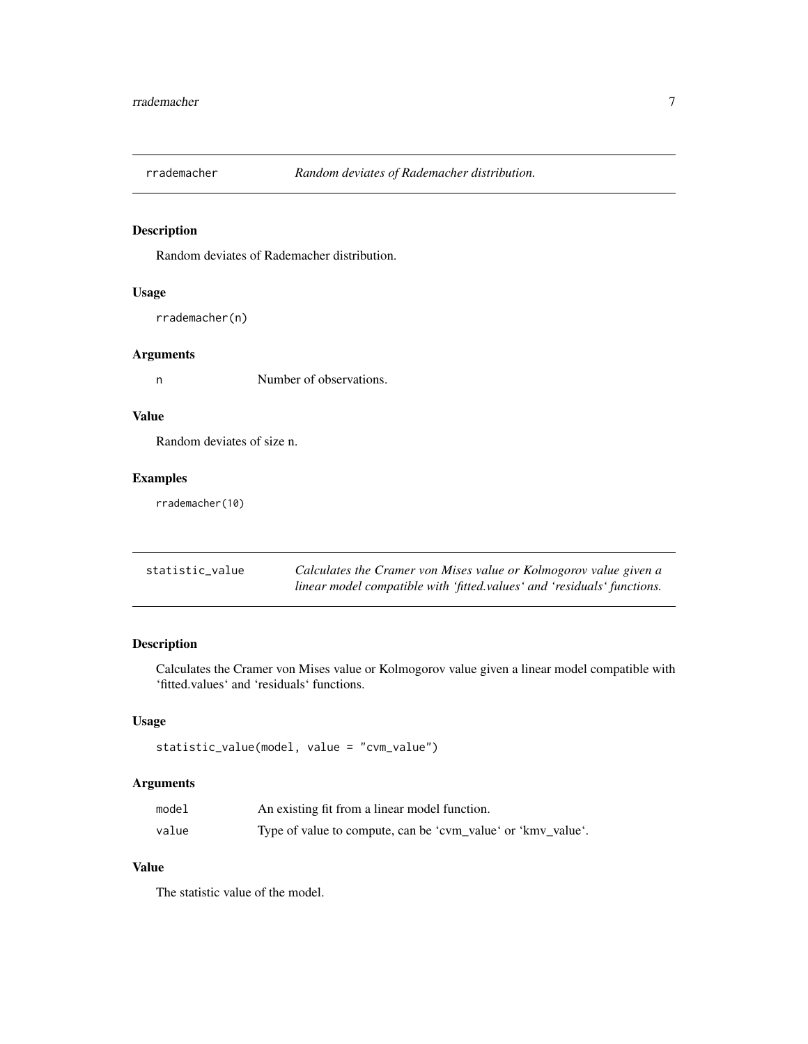## rrademacher — *Random deviates of Rademacher distribution.*

### Description

Random deviates of Rademacher distribution.

### Usage

```
rrademacher(n)
```

### Arguments

| | |
|---|---|
| n | Number of observations. |

### Value

Random deviates of size n.

### Examples

```
rrademacher(10)
```

## statistic_value — *Calculates the Cramer von Mises value or Kolmogorov value given a linear model compatible with 'fitted.values' and 'residuals' functions.*

### Description

Calculates the Cramer von Mises value or Kolmogorov value given a linear model compatible with 'fitted.values' and 'residuals' functions.

### Usage

```
statistic_value(model, value = "cvm_value")
```

### Arguments

| | |
|---|---|
| model | An existing fit from a linear model function. |
| value | Type of value to compute, can be 'cvm_value' or 'kmv_value'. |

### Value

The statistic value of the model.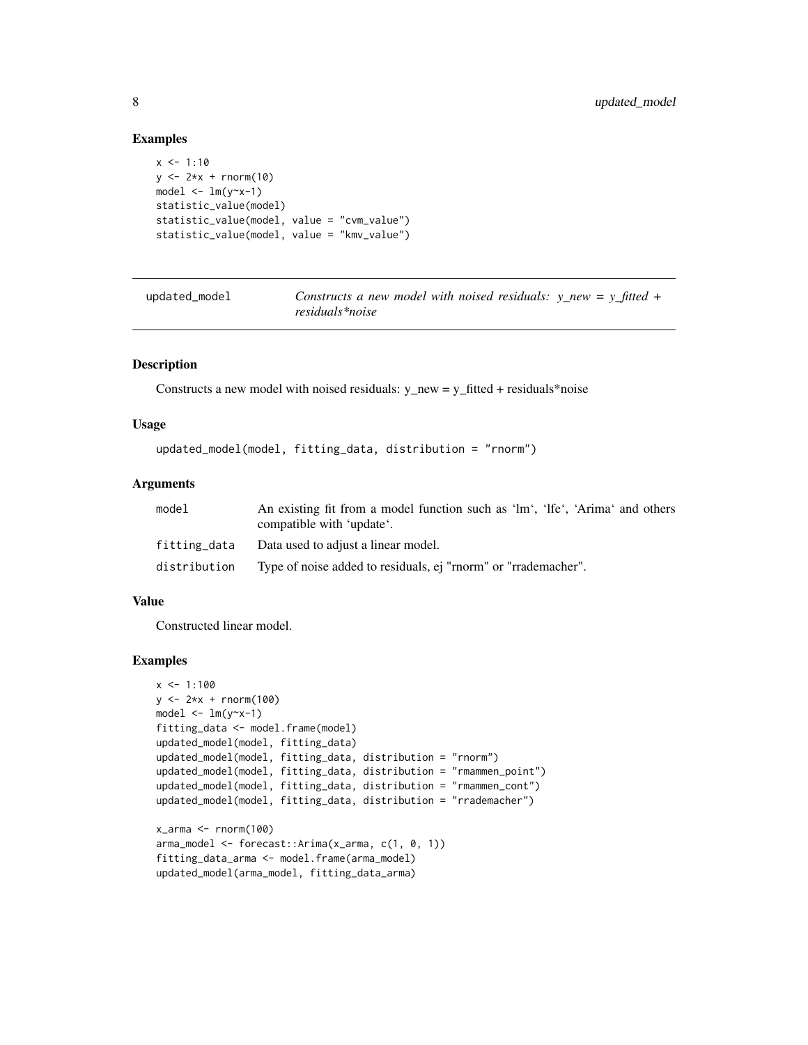### Examples

```
x <- 1:10
y <- 2*x + rnorm(10)
model <- lm(y~x-1)
statistic_value(model)
statistic_value(model, value = "cvm_value")
statistic_value(model, value = "kmv_value")
```

---

## updated_model

*Constructs a new model with noised residuals: y_new = y_fitted + residuals*noise*

---

### Description

Constructs a new model with noised residuals: y_new = y_fitted + residuals*noise

### Usage

```
updated_model(model, fitting_data, distribution = "rnorm")
```

### Arguments

| | |
|---|---|
| model | An existing fit from a model function such as 'lm', 'lfe', 'Arima' and others compatible with 'update'. |
| fitting_data | Data used to adjust a linear model. |
| distribution | Type of noise added to residuals, ej "rnorm" or "rrademacher". |

### Value

Constructed linear model.

### Examples

```
x <- 1:100
y <- 2*x + rnorm(100)
model <- lm(y~x-1)
fitting_data <- model.frame(model)
updated_model(model, fitting_data)
updated_model(model, fitting_data, distribution = "rnorm")
updated_model(model, fitting_data, distribution = "rmammen_point")
updated_model(model, fitting_data, distribution = "rmammen_cont")
updated_model(model, fitting_data, distribution = "rrademacher")

x_arma <- rnorm(100)
arma_model <- forecast::Arima(x_arma, c(1, 0, 1))
fitting_data_arma <- model.frame(arma_model)
updated_model(arma_model, fitting_data_arma)
```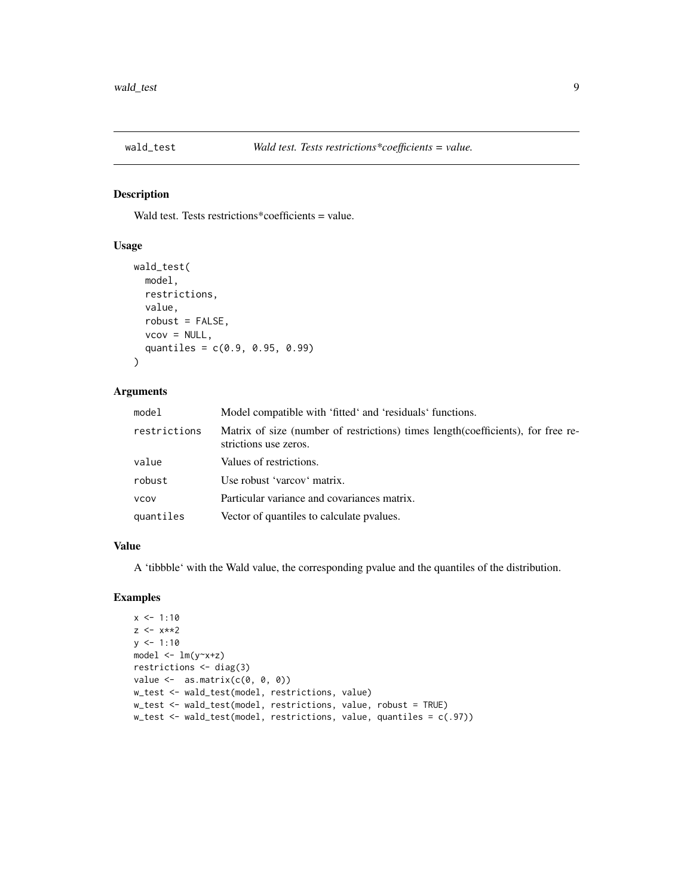## wald_test — *Wald test. Tests restrictions*coefficients = value.*

### Description

Wald test. Tests restrictions*coefficients = value.

### Usage

```
wald_test(
  model,
  restrictions,
  value,
  robust = FALSE,
  vcov = NULL,
  quantiles = c(0.9, 0.95, 0.99)
)
```

### Arguments

| | |
|---|---|
| `model` | Model compatible with 'fitted' and 'residuals' functions. |
| `restrictions` | Matrix of size (number of restrictions) times length(coefficients), for free restrictions use zeros. |
| `value` | Values of restrictions. |
| `robust` | Use robust 'varcov' matrix. |
| `vcov` | Particular variance and covariances matrix. |
| `quantiles` | Vector of quantiles to calculate pvalues. |

### Value

A 'tibbble' with the Wald value, the corresponding pvalue and the quantiles of the distribution.

### Examples

```
x <- 1:10
z <- x**2
y <- 1:10
model <- lm(y~x+z)
restrictions <- diag(3)
value <-  as.matrix(c(0, 0, 0))
w_test <- wald_test(model, restrictions, value)
w_test <- wald_test(model, restrictions, value, robust = TRUE)
w_test <- wald_test(model, restrictions, value, quantiles = c(.97))
```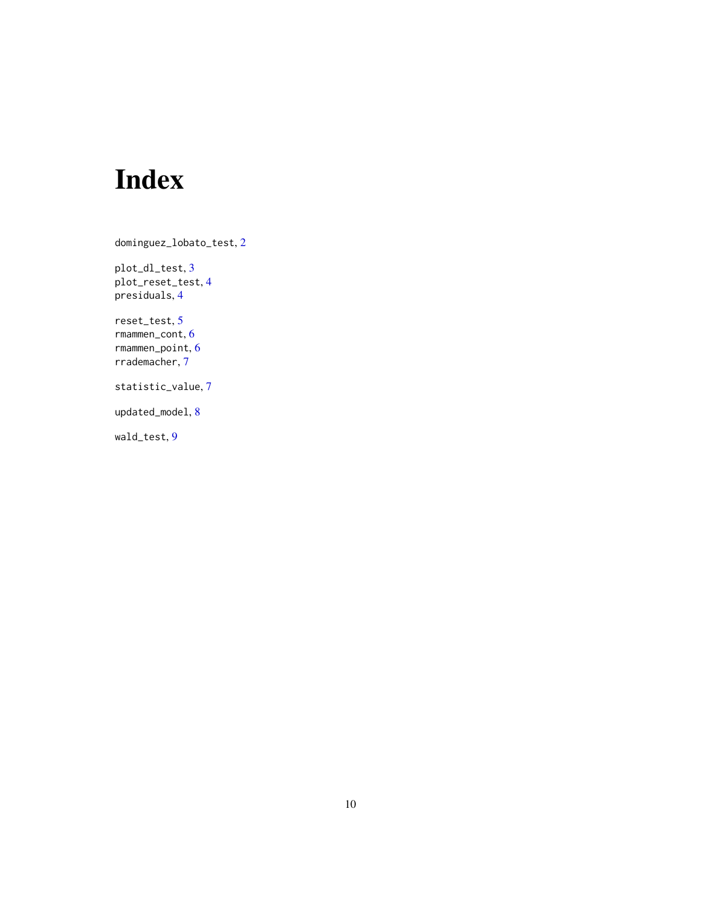# Index

dominguez_lobato_test, 2

plot_dl_test, 3
plot_reset_test, 4
presiduals, 4

reset_test, 5
rmammen_cont, 6
rmammen_point, 6
rrademacher, 7

statistic_value, 7

updated_model, 8

wald_test, 9